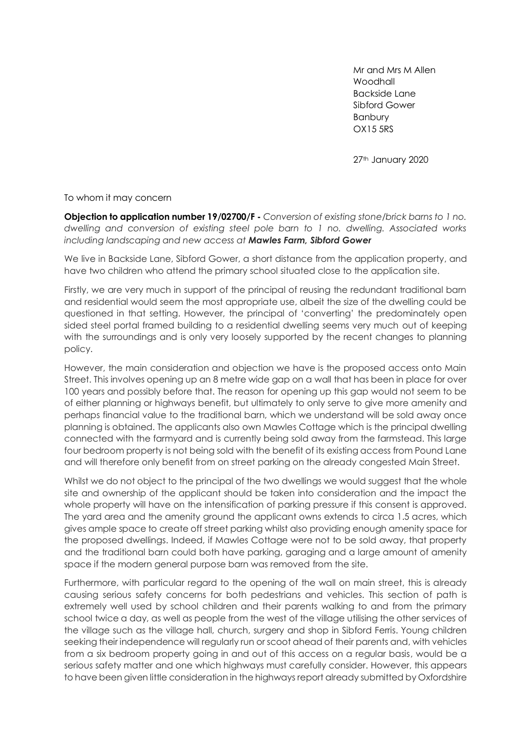Mr and Mrs M Allen
Woodhall
Backside Lane
Sibford Gower
Banbury
OX15 5RS

27th January 2020

To whom it may concern

**Objection to application number 19/02700/F -** *Conversion of existing stone/brick barns to 1 no. dwelling and conversion of existing steel pole barn to 1 no. dwelling. Associated works including landscaping and new access at* ***Mawles Farm, Sibford Gower***

We live in Backside Lane, Sibford Gower, a short distance from the application property, and have two children who attend the primary school situated close to the application site.

Firstly, we are very much in support of the principal of reusing the redundant traditional barn and residential would seem the most appropriate use, albeit the size of the dwelling could be questioned in that setting. However, the principal of 'converting' the predominately open sided steel portal framed building to a residential dwelling seems very much out of keeping with the surroundings and is only very loosely supported by the recent changes to planning policy.

However, the main consideration and objection we have is the proposed access onto Main Street. This involves opening up an 8 metre wide gap on a wall that has been in place for over 100 years and possibly before that. The reason for opening up this gap would not seem to be of either planning or highways benefit, but ultimately to only serve to give more amenity and perhaps financial value to the traditional barn, which we understand will be sold away once planning is obtained. The applicants also own Mawles Cottage which is the principal dwelling connected with the farmyard and is currently being sold away from the farmstead. This large four bedroom property is not being sold with the benefit of its existing access from Pound Lane and will therefore only benefit from on street parking on the already congested Main Street.

Whilst we do not object to the principal of the two dwellings we would suggest that the whole site and ownership of the applicant should be taken into consideration and the impact the whole property will have on the intensification of parking pressure if this consent is approved. The yard area and the amenity ground the applicant owns extends to circa 1.5 acres, which gives ample space to create off street parking whilst also providing enough amenity space for the proposed dwellings. Indeed, if Mawles Cottage were not to be sold away, that property and the traditional barn could both have parking, garaging and a large amount of amenity space if the modern general purpose barn was removed from the site.

Furthermore, with particular regard to the opening of the wall on main street, this is already causing serious safety concerns for both pedestrians and vehicles. This section of path is extremely well used by school children and their parents walking to and from the primary school twice a day, as well as people from the west of the village utilising the other services of the village such as the village hall, church, surgery and shop in Sibford Ferris. Young children seeking their independence will regularly run or scoot ahead of their parents and, with vehicles from a six bedroom property going in and out of this access on a regular basis, would be a serious safety matter and one which highways must carefully consider. However, this appears to have been given little consideration in the highways report already submitted by Oxfordshire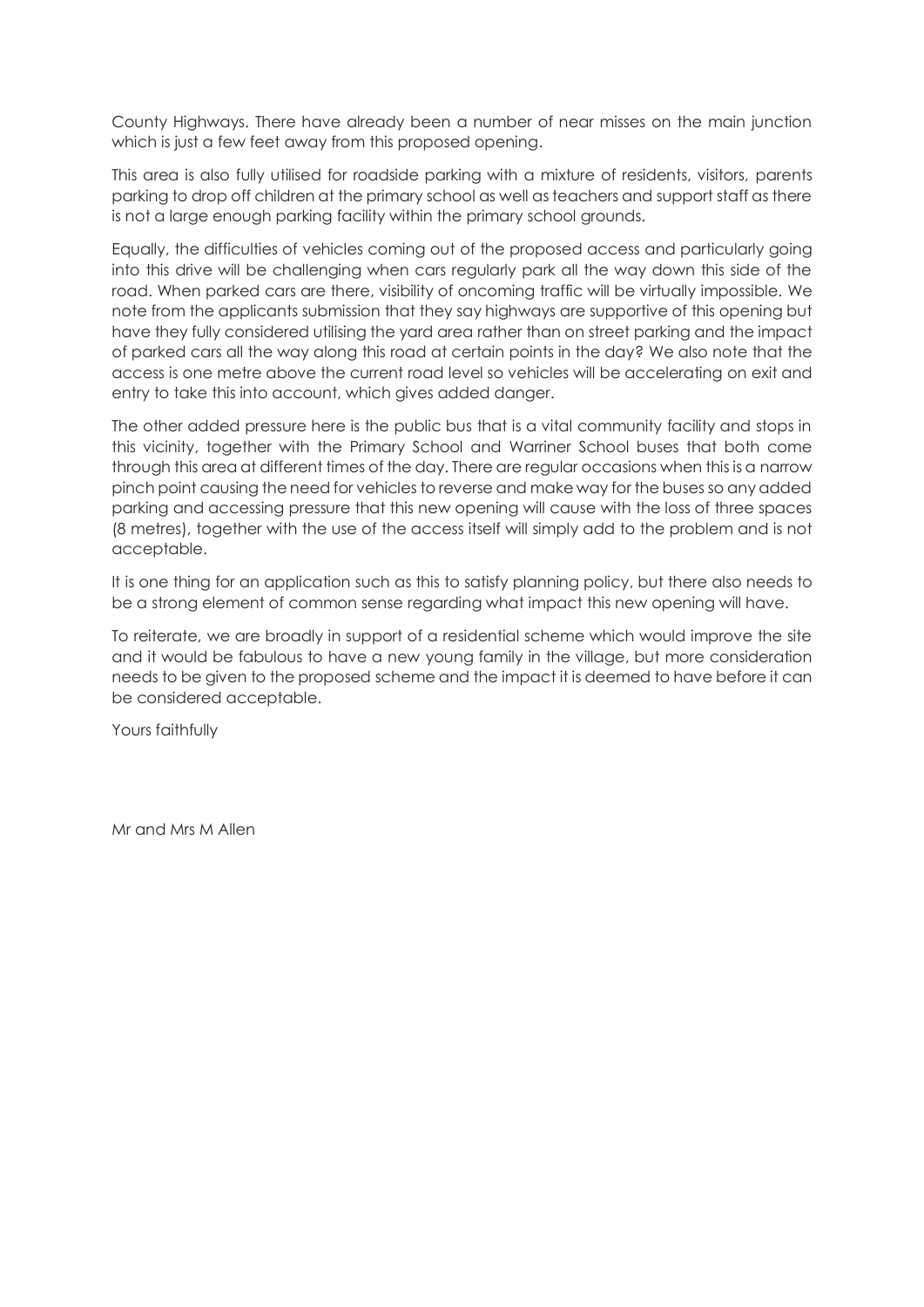County Highways. There have already been a number of near misses on the main junction which is just a few feet away from this proposed opening.

This area is also fully utilised for roadside parking with a mixture of residents, visitors, parents parking to drop off children at the primary school as well as teachers and support staff as there is not a large enough parking facility within the primary school grounds.

Equally, the difficulties of vehicles coming out of the proposed access and particularly going into this drive will be challenging when cars regularly park all the way down this side of the road. When parked cars are there, visibility of oncoming traffic will be virtually impossible. We note from the applicants submission that they say highways are supportive of this opening but have they fully considered utilising the yard area rather than on street parking and the impact of parked cars all the way along this road at certain points in the day? We also note that the access is one metre above the current road level so vehicles will be accelerating on exit and entry to take this into account, which gives added danger.

The other added pressure here is the public bus that is a vital community facility and stops in this vicinity, together with the Primary School and Warriner School buses that both come through this area at different times of the day. There are regular occasions when this is a narrow pinch point causing the need for vehicles to reverse and make way for the buses so any added parking and accessing pressure that this new opening will cause with the loss of three spaces (8 metres), together with the use of the access itself will simply add to the problem and is not acceptable.

It is one thing for an application such as this to satisfy planning policy, but there also needs to be a strong element of common sense regarding what impact this new opening will have.

To reiterate, we are broadly in support of a residential scheme which would improve the site and it would be fabulous to have a new young family in the village, but more consideration needs to be given to the proposed scheme and the impact it is deemed to have before it can be considered acceptable.

Yours faithfully

Mr and Mrs M Allen